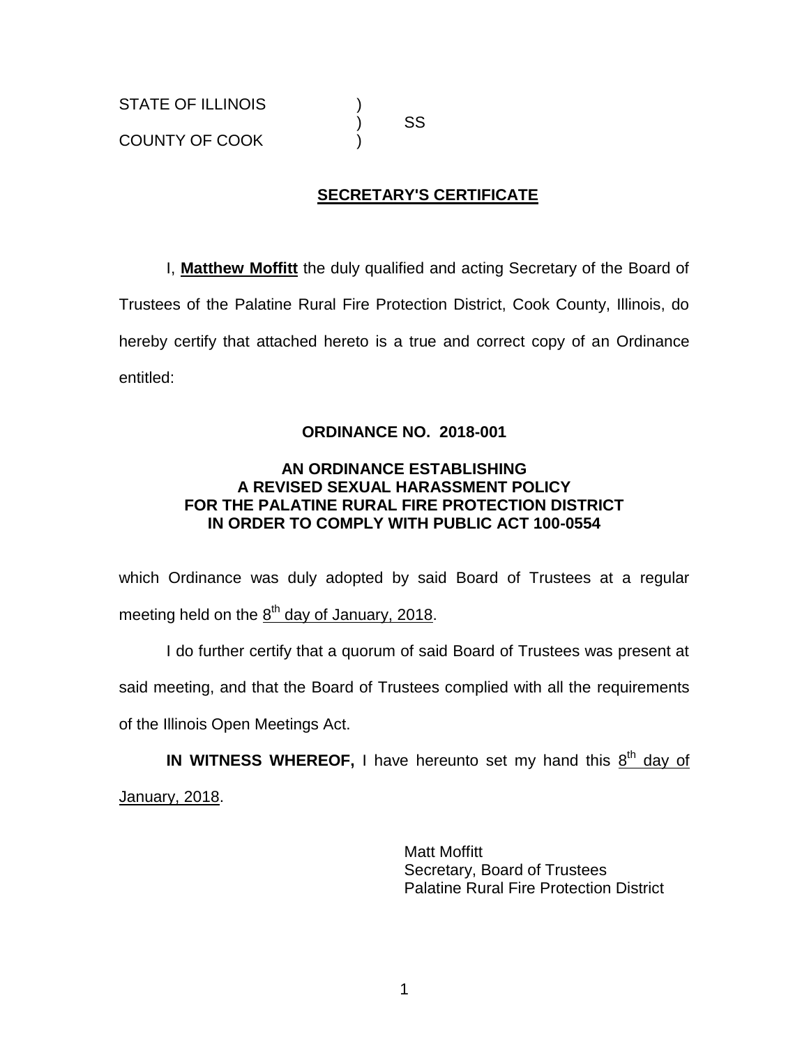STATE OF ILLINOIS )
) SS
COUNTY OF COOK )

## SECRETARY'S CERTIFICATE

I, **Matthew Moffitt** the duly qualified and acting Secretary of the Board of Trustees of the Palatine Rural Fire Protection District, Cook County, Illinois, do hereby certify that attached hereto is a true and correct copy of an Ordinance entitled:

**ORDINANCE NO. 2018-001**

**AN ORDINANCE ESTABLISHING A REVISED SEXUAL HARASSMENT POLICY FOR THE PALATINE RURAL FIRE PROTECTION DISTRICT IN ORDER TO COMPLY WITH PUBLIC ACT 100-0554**

which Ordinance was duly adopted by said Board of Trustees at a regular meeting held on the 8th day of January, 2018.

I do further certify that a quorum of said Board of Trustees was present at said meeting, and that the Board of Trustees complied with all the requirements of the Illinois Open Meetings Act.

**IN WITNESS WHEREOF,** I have hereunto set my hand this 8th day of January, 2018.

Matt Moffitt
Secretary, Board of Trustees
Palatine Rural Fire Protection District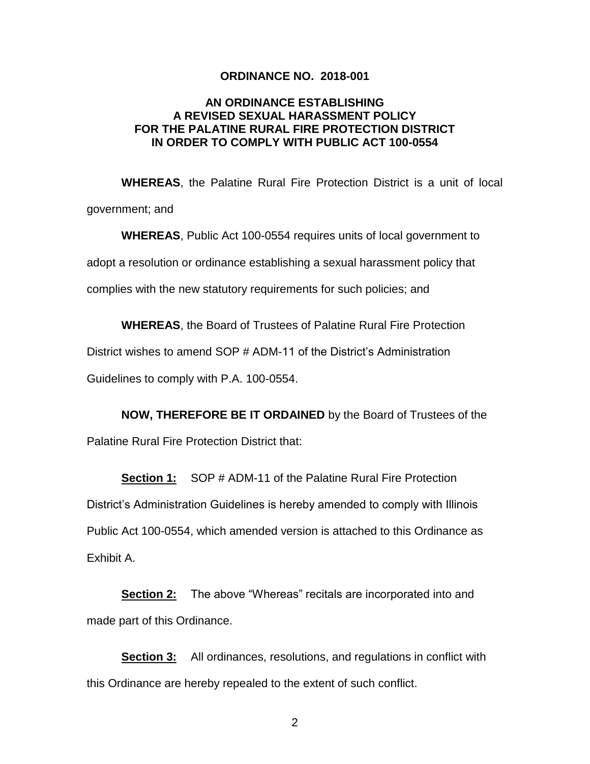**ORDINANCE NO. 2018-001**

**AN ORDINANCE ESTABLISHING A REVISED SEXUAL HARASSMENT POLICY FOR THE PALATINE RURAL FIRE PROTECTION DISTRICT IN ORDER TO COMPLY WITH PUBLIC ACT 100-0554**

**WHEREAS**, the Palatine Rural Fire Protection District is a unit of local government; and

**WHEREAS**, Public Act 100-0554 requires units of local government to adopt a resolution or ordinance establishing a sexual harassment policy that complies with the new statutory requirements for such policies; and

**WHEREAS**, the Board of Trustees of Palatine Rural Fire Protection District wishes to amend SOP # ADM-11 of the District's Administration Guidelines to comply with P.A. 100-0554.

**NOW, THEREFORE BE IT ORDAINED** by the Board of Trustees of the Palatine Rural Fire Protection District that:

**Section 1:** SOP # ADM-11 of the Palatine Rural Fire Protection District's Administration Guidelines is hereby amended to comply with Illinois Public Act 100-0554, which amended version is attached to this Ordinance as Exhibit A.

**Section 2:** The above "Whereas" recitals are incorporated into and made part of this Ordinance.

**Section 3:** All ordinances, resolutions, and regulations in conflict with this Ordinance are hereby repealed to the extent of such conflict.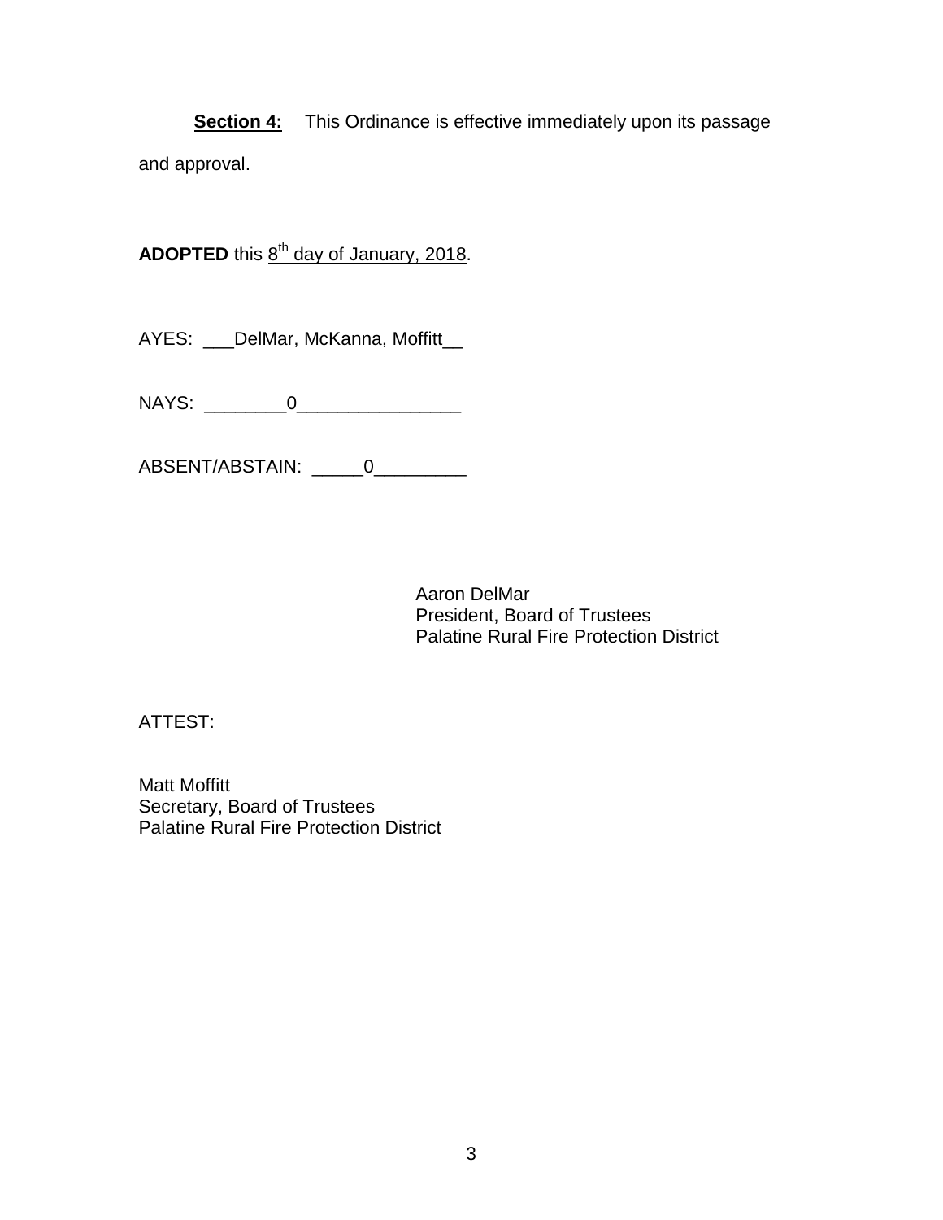**Section 4:** This Ordinance is effective immediately upon its passage and approval.

**ADOPTED** this 8th day of January, 2018.

AYES: ___DelMar, McKanna, Moffitt__

NAYS: ________0_______________

ABSENT/ABSTAIN: _____0_________

Aaron DelMar
President, Board of Trustees
Palatine Rural Fire Protection District

ATTEST:

Matt Moffitt
Secretary, Board of Trustees
Palatine Rural Fire Protection District